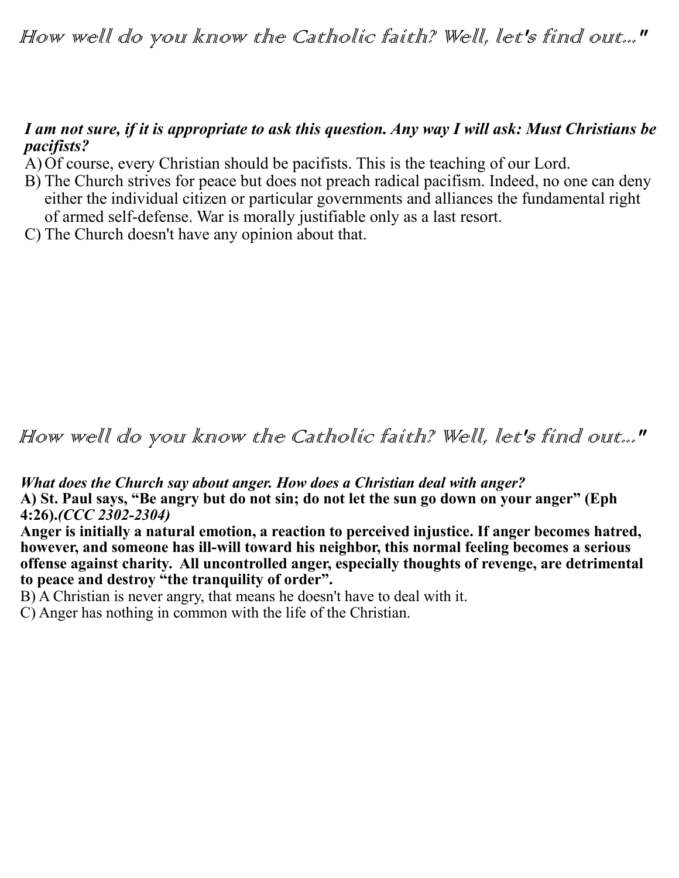# How well do you know the Catholic faith? Well, let's find out..."

***I am not sure, if it is appropriate to ask this question. Any way I will ask: Must Christians be pacifists?***

A) Of course, every Christian should be pacifists. This is the teaching of our Lord.

B) The Church strives for peace but does not preach radical pacifism. Indeed, no one can deny either the individual citizen or particular governments and alliances the fundamental right of armed self-defense. War is morally justifiable only as a last resort.

C) The Church doesn't have any opinion about that.

# How well do you know the Catholic faith? Well, let's find out..."

***What does the Church say about anger. How does a Christian deal with anger?***

**A) St. Paul says, "Be angry but do not sin; do not let the sun go down on your anger" (Eph 4:26).*(CCC 2302-2304)***

**Anger is initially a natural emotion, a reaction to perceived injustice. If anger becomes hatred, however, and someone has ill-will toward his neighbor, this normal feeling becomes a serious offense against charity. All uncontrolled anger, especially thoughts of revenge, are detrimental to peace and destroy "the tranquility of order".**

B) A Christian is never angry, that means he doesn't have to deal with it.

C) Anger has nothing in common with the life of the Christian.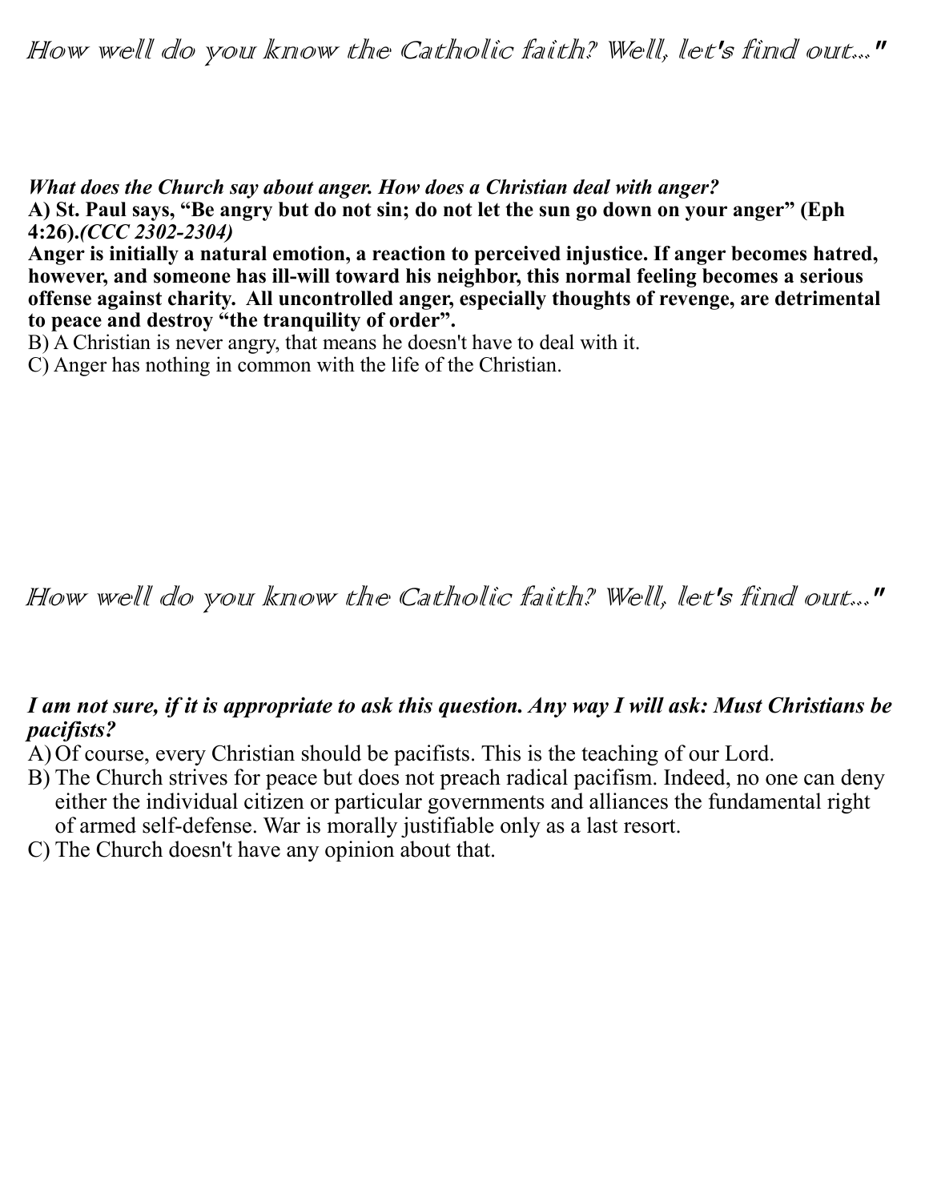# How well do you know the Catholic faith? Well, let's find out..."

***What does the Church say about anger. How does a Christian deal with anger?***

**A) St. Paul says, "Be angry but do not sin; do not let the sun go down on your anger" (Eph 4:26).*(CCC 2302-2304)***

**Anger is initially a natural emotion, a reaction to perceived injustice. If anger becomes hatred, however, and someone has ill-will toward his neighbor, this normal feeling becomes a serious offense against charity. All uncontrolled anger, especially thoughts of revenge, are detrimental to peace and destroy "the tranquility of order".**

B) A Christian is never angry, that means he doesn't have to deal with it.

C) Anger has nothing in common with the life of the Christian.

# How well do you know the Catholic faith? Well, let's find out..."

***I am not sure, if it is appropriate to ask this question. Any way I will ask: Must Christians be pacifists?***

A) Of course, every Christian should be pacifists. This is the teaching of our Lord.

B) The Church strives for peace but does not preach radical pacifism. Indeed, no one can deny either the individual citizen or particular governments and alliances the fundamental right of armed self-defense. War is morally justifiable only as a last resort.

C) The Church doesn't have any opinion about that.